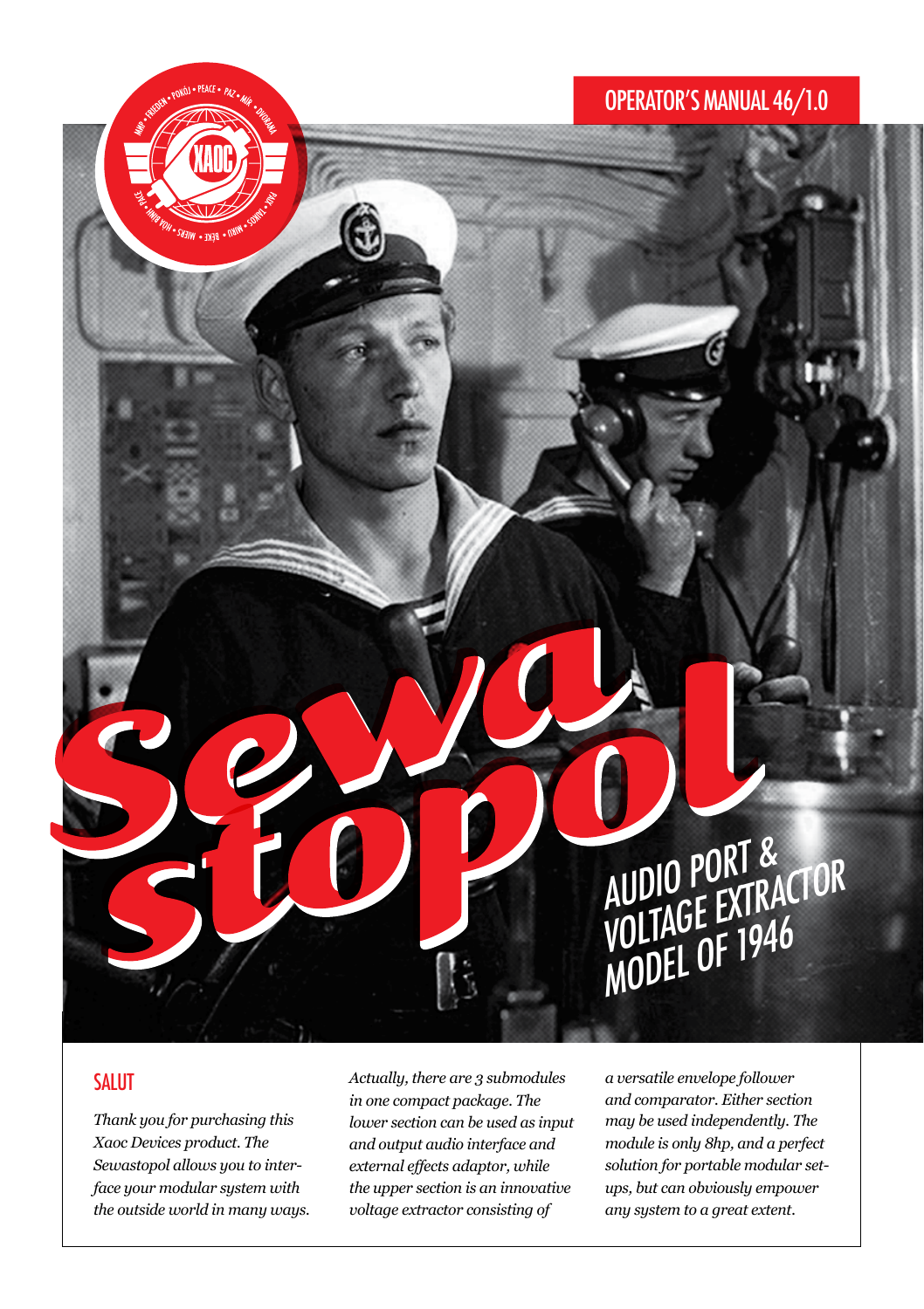OPERATOR'S MANUAL 46/1.0

# Sewastopol

## AUDIO PORT & VOLTAGE EXTRACTOR MODEL OF 1946

### SALUT

*Thank you for purchasing this Xaoc Devices product. The Sewastopol allows you to interface your modular system with the outside world in many ways. Actually, there are 3 submodules in one compact package. The lower section can be used as input and output audio interface and external effects adaptor, while the upper section is an innovative voltage extractor consisting of a versatile envelope follower and comparator. Either section may be used independently. The module is only 8hp, and a perfect solution for portable modular setups, but can obviously empower any system to a great extent.*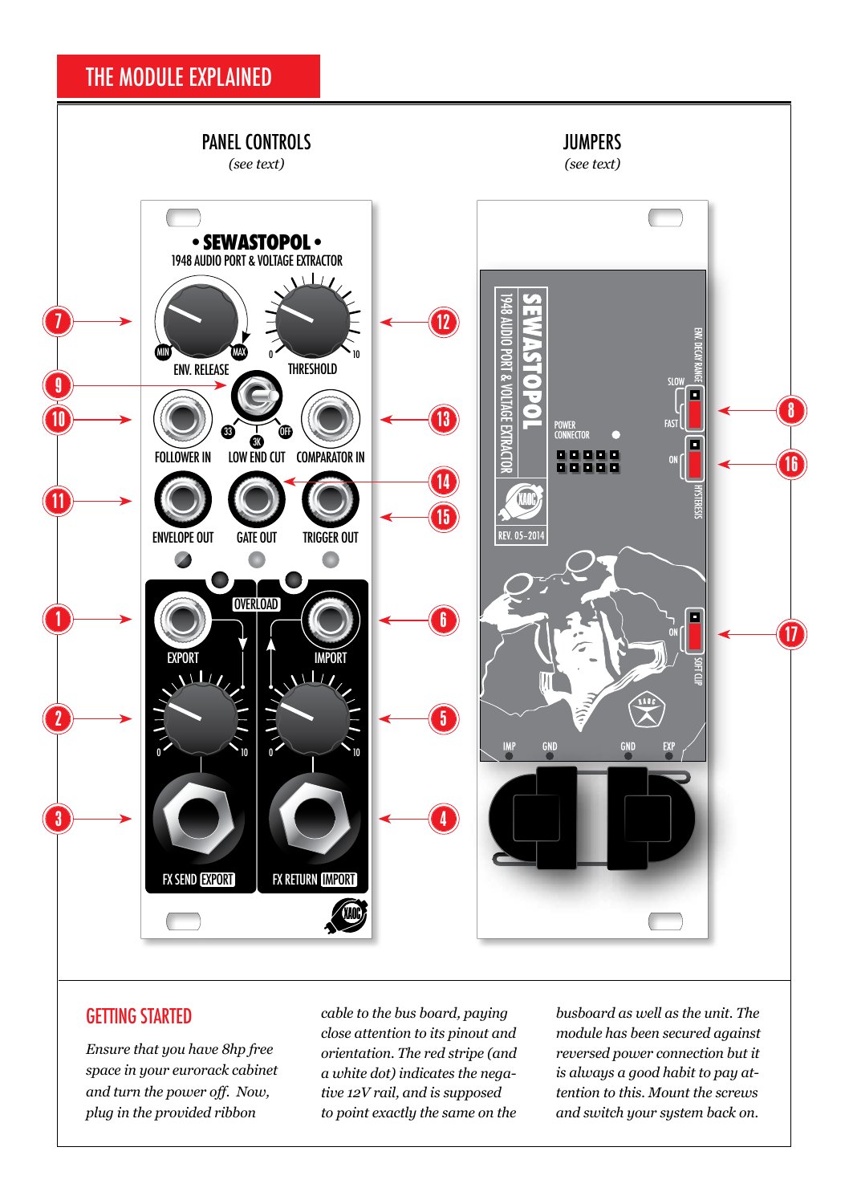# THE MODULE EXPLAINED

PANEL CONTROLS

*(see text)*

JUMPERS

*(see text)*

• SEWASTOPOL •
1948 AUDIO PORT & VOLTAGE EXTRACTOR

ENV. RELEASE — THRESHOLD

FOLLOWER IN — LOW END CUT — COMPARATOR IN

ENVELOPE OUT — GATE OUT — TRIGGER OUT

OVERLOAD

EXPORT — IMPORT

FX SEND EXPORT — FX RETURN IMPORT

ENV. DECAY RANGE: SLOW / FAST

HYSTERESIS: ON

SOFT CLIP: ON

POWER CONNECTOR

REV. 05-2014

IMP GND GND EXP

## GETTING STARTED

*Ensure that you have 8hp free space in your eurorack cabinet and turn the power off. Now, plug in the provided ribbon cable to the bus board, paying close attention to its pinout and orientation. The red stripe (and a white dot) indicates the negative 12V rail, and is supposed to point exactly the same on the busboard as well as the unit. The module has been secured against reversed power connection but it is always a good habit to pay attention to this. Mount the screws and switch your system back on.*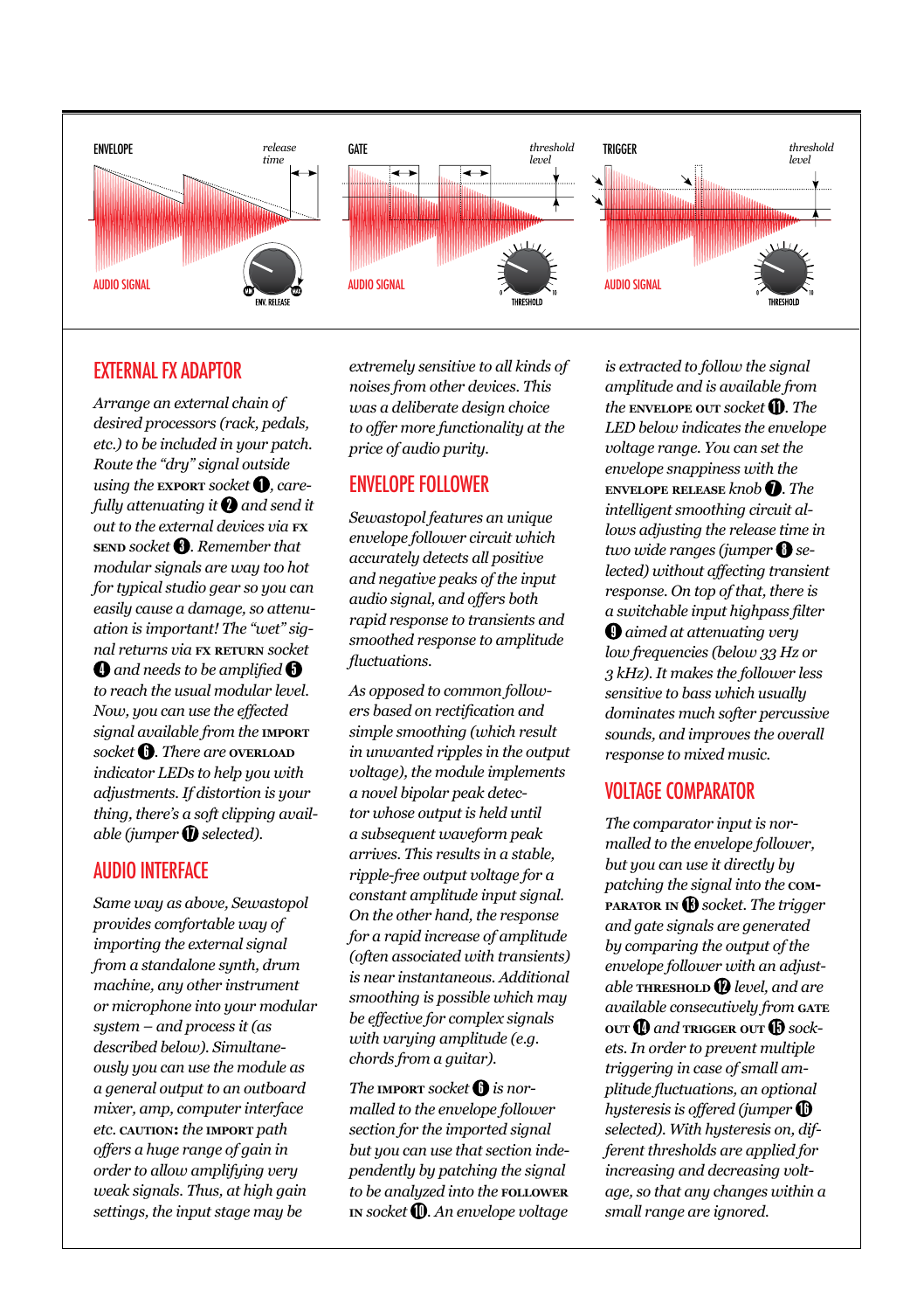ENVELOPE

release time

AUDIO SIGNAL

ENV. RELEASE

GATE

threshold level

AUDIO SIGNAL

THRESHOLD

TRIGGER

threshold level

AUDIO SIGNAL

THRESHOLD

## EXTERNAL FX ADAPTOR

*Arrange an external chain of desired processors (rack, pedals, etc.) to be included in your patch. Route the "dry" signal outside using the* EXPORT *socket* ❶*, carefully attenuating it* ❷ *and send it out to the external devices via* FX SEND *socket* ❸*. Remember that modular signals are way too hot for typical studio gear so you can easily cause a damage, so attenuation is important! The "wet" signal returns via* FX RETURN *socket* ❹ *and needs to be amplified* ❺ *to reach the usual modular level. Now, you can use the effected signal available from the* IMPORT *socket* ❻*. There are* OVERLOAD *indicator LEDs to help you with adjustments. If distortion is your thing, there's a soft clipping available (jumper* ⓱ *selected).*

## AUDIO INTERFACE

*Same way as above, Sewastopol provides comfortable way of importing the external signal from a standalone synth, drum machine, any other instrument or microphone into your modular system – and process it (as described below). Simultaneously you can use the module as a general output to an outboard mixer, amp, computer interface etc.* CAUTION: *the* IMPORT *path offers a huge range of gain in order to allow amplifying very weak signals. Thus, at high gain settings, the input stage may be extremely sensitive to all kinds of noises from other devices. This was a deliberate design choice to offer more functionality at the price of audio purity.*

## ENVELOPE FOLLOWER

*Sewastopol features an unique envelope follower circuit which accurately detects all positive and negative peaks of the input audio signal, and offers both rapid response to transients and smoothed response to amplitude fluctuations.*

*As opposed to common followers based on rectification and simple smoothing (which result in unwanted ripples in the output voltage), the module implements a novel bipolar peak detector whose output is held until a subsequent waveform peak arrives. This results in a stable, ripple-free output voltage for a constant amplitude input signal. On the other hand, the response for a rapid increase of amplitude (often associated with transients) is near instantaneous. Additional smoothing is possible which may be effective for complex signals with varying amplitude (e.g. chords from a guitar).*

*The* IMPORT *socket* ❻ *is normalled to the envelope follower section for the imported signal but you can use that section independently by patching the signal to be analyzed into the* FOLLOWER IN *socket* ❿*. An envelope voltage is extracted to follow the signal amplitude and is available from the* ENVELOPE OUT *socket* ⓫*. The LED below indicates the envelope voltage range. You can set the envelope snappiness with the* ENVELOPE RELEASE *knob* ❼*. The intelligent smoothing circuit allows adjusting the release time in two wide ranges (jumper* ❽ *selected) without affecting transient response. On top of that, there is a switchable input highpass filter* ❾ *aimed at attenuating very low frequencies (below 33 Hz or 3 kHz). It makes the follower less sensitive to bass which usually dominates much softer percussive sounds, and improves the overall response to mixed music.*

## VOLTAGE COMPARATOR

*The comparator input is normalled to the envelope follower, but you can use it directly by patching the signal into the* COMPARATOR IN ⓭ *socket. The trigger and gate signals are generated by comparing the output of the envelope follower with an adjustable* THRESHOLD ⓬ *level, and are available consecutively from* GATE OUT ⓮ *and* TRIGGER OUT ⓯ *sockets. In order to prevent multiple triggering in case of small amplitude fluctuations, an optional hysteresis is offered (jumper* ⓰ *selected). With hysteresis on, different thresholds are applied for increasing and decreasing voltage, so that any changes within a small range are ignored.*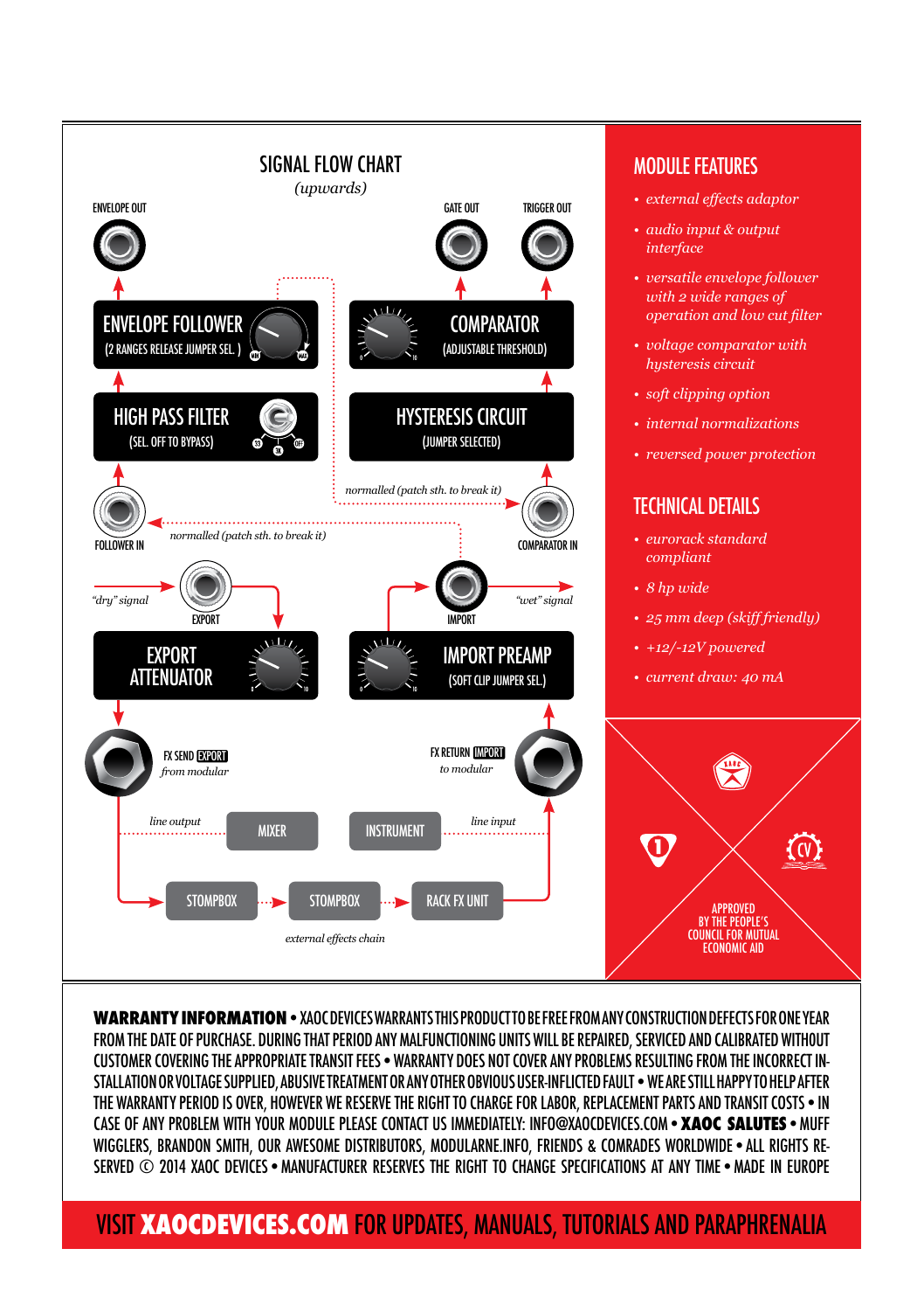## SIGNAL FLOW CHART

*(upwards)*

ENVELOPE OUT

GATE OUT

TRIGGER OUT

ENVELOPE FOLLOWER
(2 RANGES RELEASE JUMPER SEL. )
MIN MAX

COMPARATOR
(ADJUSTABLE THRESHOLD)
0 10

HIGH PASS FILTER
(SEL. OFF TO BYPASS)
33 10 OFF

HYSTERESIS CIRCUIT
(JUMPER SELECTED)

*normalled (patch sth. to break it)*

FOLLOWER IN

*normalled (patch sth. to break it)*

COMPARATOR IN

*"dry" signal*

EXPORT

IMPORT

*"wet" signal*

EXPORT ATTENUATOR
0 10

IMPORT PREAMP
(SOFT CLIP JUMPER SEL.)
0 10

FX SEND EXPORT
*from modular*

FX RETURN IMPORT
*to modular*

*line output*

MIXER

INSTRUMENT

*line input*

STOMPBOX

STOMPBOX

RACK FX UNIT

*external effects chain*

## MODULE FEATURES

- *external effects adaptor*
- *audio input & output interface*
- *versatile envelope follower with 2 wide ranges of operation and low cut filter*
- *voltage comparator with hysteresis circuit*
- *soft clipping option*
- *internal normalizations*
- *reversed power protection*

## TECHNICAL DETAILS

- *eurorack standard compliant*
- *8 hp wide*
- *25 mm deep (skiff friendly)*
- *+12/-12V powered*
- *current draw: 40 mA*

APPROVED BY THE PEOPLE'S COUNCIL FOR MUTUAL ECONOMIC AID

**WARRANTY INFORMATION** • XAOC DEVICES WARRANTS THIS PRODUCT TO BE FREE FROM ANY CONSTRUCTION DEFECTS FOR ONE YEAR FROM THE DATE OF PURCHASE. DURING THAT PERIOD ANY MALFUNCTIONING UNITS WILL BE REPAIRED, SERVICED AND CALIBRATED WITHOUT CUSTOMER COVERING THE APPROPRIATE TRANSIT FEES • WARRANTY DOES NOT COVER ANY PROBLEMS RESULTING FROM THE INCORRECT INSTALLATION OR VOLTAGE SUPPLIED, ABUSIVE TREATMENT OR ANY OTHER OBVIOUS USER-INFLICTED FAULT • WE ARE STILL HAPPY TO HELP AFTER THE WARRANTY PERIOD IS OVER, HOWEVER WE RESERVE THE RIGHT TO CHARGE FOR LABOR, REPLACEMENT PARTS AND TRANSIT COSTS • IN CASE OF ANY PROBLEM WITH YOUR MODULE PLEASE CONTACT US IMMEDIATELY: INFO@XAOCDEVICES.COM • **XAOC SALUTES** • MUFF WIGGLERS, BRANDON SMITH, OUR AWESOME DISTRIBUTORS, MODULARNE.INFO, FRIENDS & COMRADES WORLDWIDE • ALL RIGHTS RESERVED © 2014 XAOC DEVICES • MANUFACTURER RESERVES THE RIGHT TO CHANGE SPECIFICATIONS AT ANY TIME • MADE IN EUROPE

VISIT **XAOCDEVICES.COM** FOR UPDATES, MANUALS, TUTORIALS AND PARAPHRENALIA